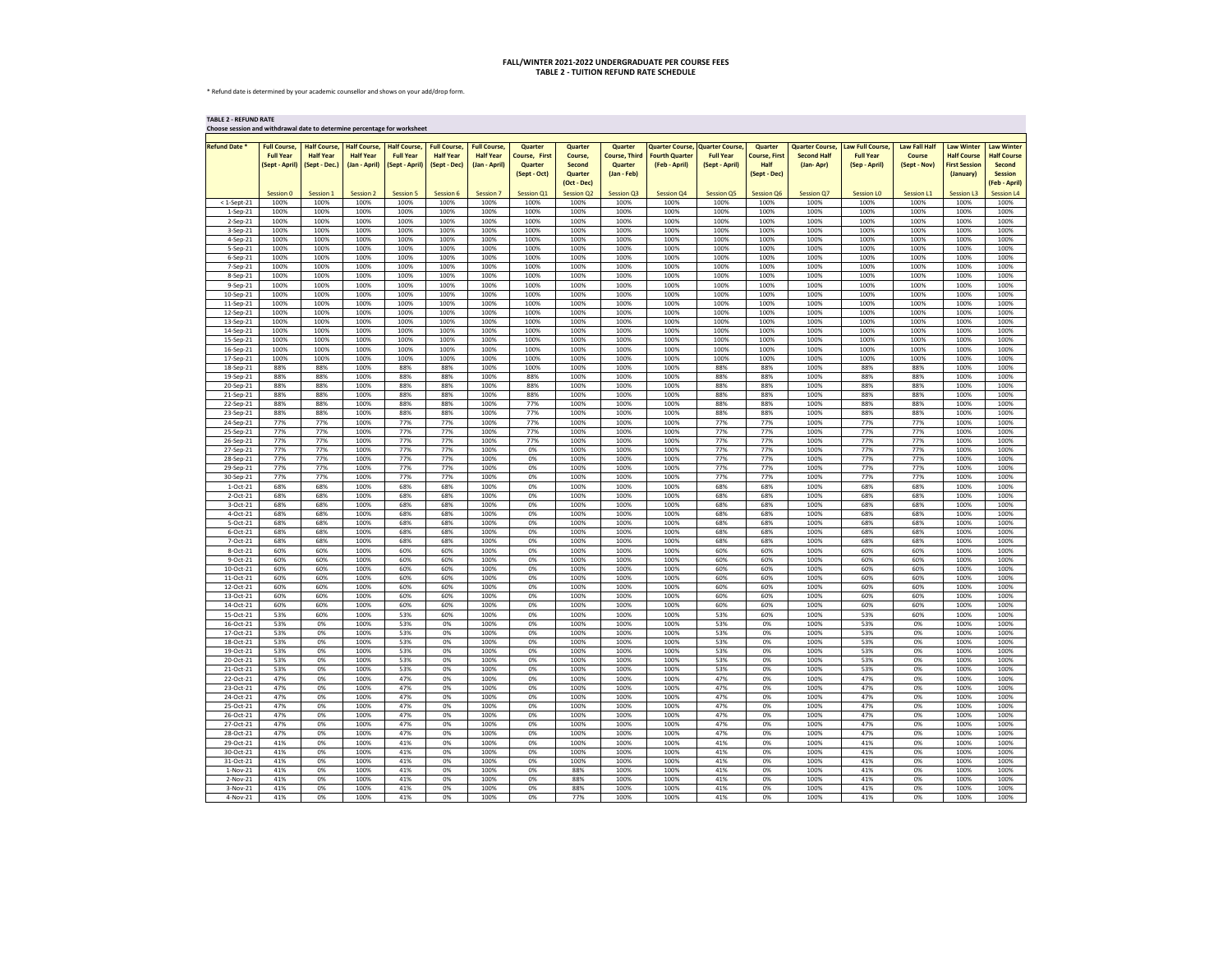# FALL/WINTER 2021-2022 UNDERGRADUATE PER COURSE FEES
## TABLE 2 - TUITION REFUND RATE SCHEDULE

* Refund date is determined by your academic counsellor and shows on your add/drop form.

**TABLE 2 - REFUND RATE**
**Choose session and withdrawal date to determine percentage for worksheet**

| Refund Date * | Full Course, Full Year (Sept - April) | Half Course, Half Year (Sept - Dec.) | Half Course, Half Year (Jan - April) | Half Course, Full Year (Sept - April) | Full Course, Half Year (Sept - Dec) | Full Course, Half Year (Jan - April) | Quarter Course, First Quarter (Sept - Oct) | Quarter Course, Second Quarter (Oct - Dec) | Quarter Course, Third Quarter (Jan - Feb) | Quarter Course, Fourth Quarter (Feb - April) | Quarter Course, Full Year (Sept - April) | Quarter Course, First Half (Sept - Dec) | Quarter Course, Second Half (Jan- Apr) | Law Full Course, Full Year (Sep - April) | Law Fall Half Course (Sept - Nov) | Law Winter Half Course First Session (January) | Law Winter Half Course Second Session (Feb - April) |
|---|---|---|---|---|---|---|---|---|---|---|---|---|---|---|---|---|---|
| | Session 0 | Session 1 | Session 2 | Session 5 | Session 6 | Session 7 | Session Q1 | Session Q2 | Session Q3 | Session Q4 | Session Q5 | Session Q6 | Session Q7 | Session L0 | Session L1 | Session L3 | Session L4 |
| < 1-Sept-21 | 100% | 100% | 100% | 100% | 100% | 100% | 100% | 100% | 100% | 100% | 100% | 100% | 100% | 100% | 100% | 100% | 100% |
| 1-Sep-21 | 100% | 100% | 100% | 100% | 100% | 100% | 100% | 100% | 100% | 100% | 100% | 100% | 100% | 100% | 100% | 100% | 100% |
| 2-Sep-21 | 100% | 100% | 100% | 100% | 100% | 100% | 100% | 100% | 100% | 100% | 100% | 100% | 100% | 100% | 100% | 100% | 100% |
| 3-Sep-21 | 100% | 100% | 100% | 100% | 100% | 100% | 100% | 100% | 100% | 100% | 100% | 100% | 100% | 100% | 100% | 100% | 100% |
| 4-Sep-21 | 100% | 100% | 100% | 100% | 100% | 100% | 100% | 100% | 100% | 100% | 100% | 100% | 100% | 100% | 100% | 100% | 100% |
| 5-Sep-21 | 100% | 100% | 100% | 100% | 100% | 100% | 100% | 100% | 100% | 100% | 100% | 100% | 100% | 100% | 100% | 100% | 100% |
| 6-Sep-21 | 100% | 100% | 100% | 100% | 100% | 100% | 100% | 100% | 100% | 100% | 100% | 100% | 100% | 100% | 100% | 100% | 100% |
| 7-Sep-21 | 100% | 100% | 100% | 100% | 100% | 100% | 100% | 100% | 100% | 100% | 100% | 100% | 100% | 100% | 100% | 100% | 100% |
| 8-Sep-21 | 100% | 100% | 100% | 100% | 100% | 100% | 100% | 100% | 100% | 100% | 100% | 100% | 100% | 100% | 100% | 100% | 100% |
| 9-Sep-21 | 100% | 100% | 100% | 100% | 100% | 100% | 100% | 100% | 100% | 100% | 100% | 100% | 100% | 100% | 100% | 100% | 100% |
| 10-Sep-21 | 100% | 100% | 100% | 100% | 100% | 100% | 100% | 100% | 100% | 100% | 100% | 100% | 100% | 100% | 100% | 100% | 100% |
| 11-Sep-21 | 100% | 100% | 100% | 100% | 100% | 100% | 100% | 100% | 100% | 100% | 100% | 100% | 100% | 100% | 100% | 100% | 100% |
| 12-Sep-21 | 100% | 100% | 100% | 100% | 100% | 100% | 100% | 100% | 100% | 100% | 100% | 100% | 100% | 100% | 100% | 100% | 100% |
| 13-Sep-21 | 100% | 100% | 100% | 100% | 100% | 100% | 100% | 100% | 100% | 100% | 100% | 100% | 100% | 100% | 100% | 100% | 100% |
| 14-Sep-21 | 100% | 100% | 100% | 100% | 100% | 100% | 100% | 100% | 100% | 100% | 100% | 100% | 100% | 100% | 100% | 100% | 100% |
| 15-Sep-21 | 100% | 100% | 100% | 100% | 100% | 100% | 100% | 100% | 100% | 100% | 100% | 100% | 100% | 100% | 100% | 100% | 100% |
| 16-Sep-21 | 100% | 100% | 100% | 100% | 100% | 100% | 100% | 100% | 100% | 100% | 100% | 100% | 100% | 100% | 100% | 100% | 100% |
| 17-Sep-21 | 100% | 100% | 100% | 100% | 100% | 100% | 100% | 100% | 100% | 100% | 100% | 100% | 100% | 100% | 100% | 100% | 100% |
| 18-Sep-21 | 88% | 88% | 100% | 88% | 88% | 100% | 100% | 100% | 100% | 100% | 88% | 88% | 100% | 88% | 88% | 100% | 100% |
| 19-Sep-21 | 88% | 88% | 100% | 88% | 88% | 100% | 88% | 100% | 100% | 100% | 88% | 88% | 100% | 88% | 88% | 100% | 100% |
| 20-Sep-21 | 88% | 88% | 100% | 88% | 88% | 100% | 88% | 100% | 100% | 100% | 88% | 88% | 100% | 88% | 88% | 100% | 100% |
| 21-Sep-21 | 88% | 88% | 100% | 88% | 88% | 100% | 88% | 100% | 100% | 100% | 88% | 88% | 100% | 88% | 88% | 100% | 100% |
| 22-Sep-21 | 88% | 88% | 100% | 88% | 88% | 100% | 77% | 100% | 100% | 100% | 88% | 88% | 100% | 88% | 88% | 100% | 100% |
| 23-Sep-21 | 88% | 88% | 100% | 88% | 88% | 100% | 77% | 100% | 100% | 100% | 88% | 88% | 100% | 88% | 88% | 100% | 100% |
| 24-Sep-21 | 77% | 77% | 100% | 77% | 77% | 100% | 77% | 100% | 100% | 100% | 77% | 77% | 100% | 77% | 77% | 100% | 100% |
| 25-Sep-21 | 77% | 77% | 100% | 77% | 77% | 100% | 77% | 100% | 100% | 100% | 77% | 77% | 100% | 77% | 77% | 100% | 100% |
| 26-Sep-21 | 77% | 77% | 100% | 77% | 77% | 100% | 77% | 100% | 100% | 100% | 77% | 77% | 100% | 77% | 77% | 100% | 100% |
| 27-Sep-21 | 77% | 77% | 100% | 77% | 77% | 100% | 0% | 100% | 100% | 100% | 77% | 77% | 100% | 77% | 77% | 100% | 100% |
| 28-Sep-21 | 77% | 77% | 100% | 77% | 77% | 100% | 0% | 100% | 100% | 100% | 77% | 77% | 100% | 77% | 77% | 100% | 100% |
| 29-Sep-21 | 77% | 77% | 100% | 77% | 77% | 100% | 0% | 100% | 100% | 100% | 77% | 77% | 100% | 77% | 77% | 100% | 100% |
| 30-Sep-21 | 77% | 77% | 100% | 77% | 77% | 100% | 0% | 100% | 100% | 100% | 77% | 77% | 100% | 77% | 77% | 100% | 100% |
| 1-Oct-21 | 68% | 68% | 100% | 68% | 68% | 100% | 0% | 100% | 100% | 100% | 68% | 68% | 100% | 68% | 68% | 100% | 100% |
| 2-Oct-21 | 68% | 68% | 100% | 68% | 68% | 100% | 0% | 100% | 100% | 100% | 68% | 68% | 100% | 68% | 68% | 100% | 100% |
| 3-Oct-21 | 68% | 68% | 100% | 68% | 68% | 100% | 0% | 100% | 100% | 100% | 68% | 68% | 100% | 68% | 68% | 100% | 100% |
| 4-Oct-21 | 68% | 68% | 100% | 68% | 68% | 100% | 0% | 100% | 100% | 100% | 68% | 68% | 100% | 68% | 68% | 100% | 100% |
| 5-Oct-21 | 68% | 68% | 100% | 68% | 68% | 100% | 0% | 100% | 100% | 100% | 68% | 68% | 100% | 68% | 68% | 100% | 100% |
| 6-Oct-21 | 68% | 68% | 100% | 68% | 68% | 100% | 0% | 100% | 100% | 100% | 68% | 68% | 100% | 68% | 68% | 100% | 100% |
| 7-Oct-21 | 68% | 68% | 100% | 68% | 68% | 100% | 0% | 100% | 100% | 100% | 68% | 68% | 100% | 68% | 68% | 100% | 100% |
| 8-Oct-21 | 60% | 60% | 100% | 60% | 60% | 100% | 0% | 100% | 100% | 100% | 60% | 60% | 100% | 60% | 60% | 100% | 100% |
| 9-Oct-21 | 60% | 60% | 100% | 60% | 60% | 100% | 0% | 100% | 100% | 100% | 60% | 60% | 100% | 60% | 60% | 100% | 100% |
| 10-Oct-21 | 60% | 60% | 100% | 60% | 60% | 100% | 0% | 100% | 100% | 100% | 60% | 60% | 100% | 60% | 60% | 100% | 100% |
| 11-Oct-21 | 60% | 60% | 100% | 60% | 60% | 100% | 0% | 100% | 100% | 100% | 60% | 60% | 100% | 60% | 60% | 100% | 100% |
| 12-Oct-21 | 60% | 60% | 100% | 60% | 60% | 100% | 0% | 100% | 100% | 100% | 60% | 60% | 100% | 60% | 60% | 100% | 100% |
| 13-Oct-21 | 60% | 60% | 100% | 60% | 60% | 100% | 0% | 100% | 100% | 100% | 60% | 60% | 100% | 60% | 60% | 100% | 100% |
| 14-Oct-21 | 60% | 60% | 100% | 60% | 60% | 100% | 0% | 100% | 100% | 100% | 60% | 60% | 100% | 60% | 60% | 100% | 100% |
| 15-Oct-21 | 53% | 60% | 100% | 53% | 60% | 100% | 0% | 100% | 100% | 100% | 53% | 60% | 100% | 53% | 60% | 100% | 100% |
| 16-Oct-21 | 53% | 0% | 100% | 53% | 0% | 100% | 0% | 100% | 100% | 100% | 53% | 0% | 100% | 53% | 0% | 100% | 100% |
| 17-Oct-21 | 53% | 0% | 100% | 53% | 0% | 100% | 0% | 100% | 100% | 100% | 53% | 0% | 100% | 53% | 0% | 100% | 100% |
| 18-Oct-21 | 53% | 0% | 100% | 53% | 0% | 100% | 0% | 100% | 100% | 100% | 53% | 0% | 100% | 53% | 0% | 100% | 100% |
| 19-Oct-21 | 53% | 0% | 100% | 53% | 0% | 100% | 0% | 100% | 100% | 100% | 53% | 0% | 100% | 53% | 0% | 100% | 100% |
| 20-Oct-21 | 53% | 0% | 100% | 53% | 0% | 100% | 0% | 100% | 100% | 100% | 53% | 0% | 100% | 53% | 0% | 100% | 100% |
| 21-Oct-21 | 53% | 0% | 100% | 53% | 0% | 100% | 0% | 100% | 100% | 100% | 53% | 0% | 100% | 53% | 0% | 100% | 100% |
| 22-Oct-21 | 47% | 0% | 100% | 47% | 0% | 100% | 0% | 100% | 100% | 100% | 47% | 0% | 100% | 47% | 0% | 100% | 100% |
| 23-Oct-21 | 47% | 0% | 100% | 47% | 0% | 100% | 0% | 100% | 100% | 100% | 47% | 0% | 100% | 47% | 0% | 100% | 100% |
| 24-Oct-21 | 47% | 0% | 100% | 47% | 0% | 100% | 0% | 100% | 100% | 100% | 47% | 0% | 100% | 47% | 0% | 100% | 100% |
| 25-Oct-21 | 47% | 0% | 100% | 47% | 0% | 100% | 0% | 100% | 100% | 100% | 47% | 0% | 100% | 47% | 0% | 100% | 100% |
| 26-Oct-21 | 47% | 0% | 100% | 47% | 0% | 100% | 0% | 100% | 100% | 100% | 47% | 0% | 100% | 47% | 0% | 100% | 100% |
| 27-Oct-21 | 47% | 0% | 100% | 47% | 0% | 100% | 0% | 100% | 100% | 100% | 47% | 0% | 100% | 47% | 0% | 100% | 100% |
| 28-Oct-21 | 47% | 0% | 100% | 47% | 0% | 100% | 0% | 100% | 100% | 100% | 47% | 0% | 100% | 47% | 0% | 100% | 100% |
| 29-Oct-21 | 41% | 0% | 100% | 41% | 0% | 100% | 0% | 100% | 100% | 100% | 41% | 0% | 100% | 41% | 0% | 100% | 100% |
| 30-Oct-21 | 41% | 0% | 100% | 41% | 0% | 100% | 0% | 100% | 100% | 100% | 41% | 0% | 100% | 41% | 0% | 100% | 100% |
| 31-Oct-21 | 41% | 0% | 100% | 41% | 0% | 100% | 0% | 100% | 100% | 100% | 41% | 0% | 100% | 41% | 0% | 100% | 100% |
| 1-Nov-21 | 41% | 0% | 100% | 41% | 0% | 100% | 0% | 88% | 100% | 100% | 41% | 0% | 100% | 41% | 0% | 100% | 100% |
| 2-Nov-21 | 41% | 0% | 100% | 41% | 0% | 100% | 0% | 88% | 100% | 100% | 41% | 0% | 100% | 41% | 0% | 100% | 100% |
| 3-Nov-21 | 41% | 0% | 100% | 41% | 0% | 100% | 0% | 88% | 100% | 100% | 41% | 0% | 100% | 41% | 0% | 100% | 100% |
| 4-Nov-21 | 41% | 0% | 100% | 41% | 0% | 100% | 0% | 77% | 100% | 100% | 41% | 0% | 100% | 41% | 0% | 100% | 100% |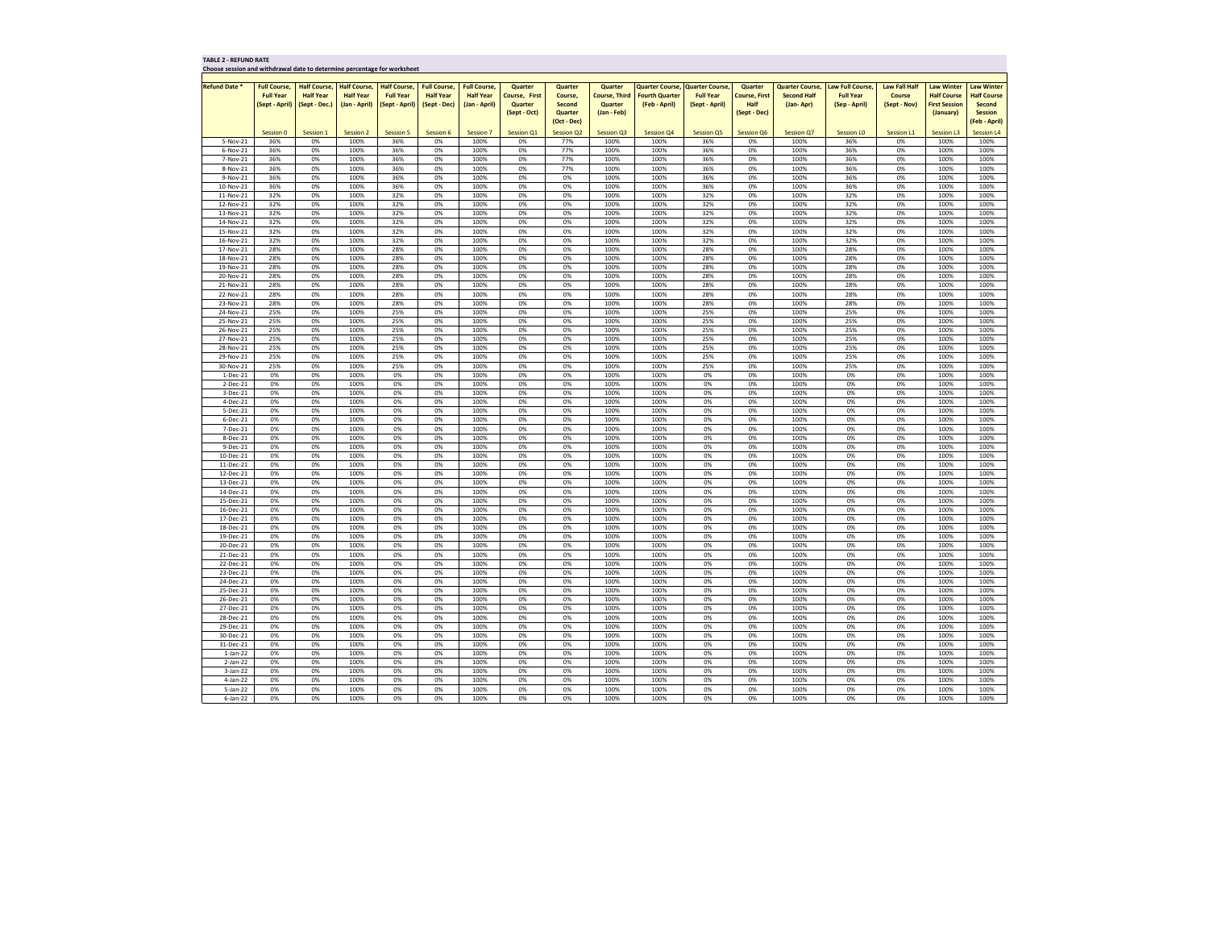**TABLE 2 - REFUND RATE**

**Choose session and withdrawal date to determine percentage for worksheet**

| Refund Date * | Full Course, Full Year (Sept - April) | Half Course, Half Year (Sept - Dec.) | Half Course, Half Year (Jan - April) | Half Course, Full Year (Sept - April) | Full Course, Half Year (Sept - Dec) | Full Course, Half Year (Jan - April) | Quarter Course, First Quarter (Sept - Oct) | Quarter Course, Second Quarter (Oct - Dec) | Quarter Course, Third Quarter (Jan - Feb) | Quarter Course, Fourth Quarter (Feb - April) | Quarter Course, Full Year (Sept - April) | Quarter Course, First Half (Sept - Dec) | Quarter Course, Second Half (Jan- Apr) | Law Full Course, Full Year (Sep - April) | Law Fall Half Course (Sept - Nov) | Law Winter Half Course First Session (January) | Law Winter Half Course Second Session (Feb - April) |
|---|---|---|---|---|---|---|---|---|---|---|---|---|---|---|---|---|---|
| | Session 0 | Session 1 | Session 2 | Session 5 | Session 6 | Session 7 | Session Q1 | Session Q2 | Session Q3 | Session Q4 | Session Q5 | Session Q6 | Session Q7 | Session L0 | Session L1 | Session L3 | Session L4 |
| 5-Nov-21 | 36% | 0% | 100% | 36% | 0% | 100% | 0% | 77% | 100% | 100% | 36% | 0% | 100% | 36% | 0% | 100% | 100% |
| 6-Nov-21 | 36% | 0% | 100% | 36% | 0% | 100% | 0% | 77% | 100% | 100% | 36% | 0% | 100% | 36% | 0% | 100% | 100% |
| 7-Nov-21 | 36% | 0% | 100% | 36% | 0% | 100% | 0% | 77% | 100% | 100% | 36% | 0% | 100% | 36% | 0% | 100% | 100% |
| 8-Nov-21 | 36% | 0% | 100% | 36% | 0% | 100% | 0% | 77% | 100% | 100% | 36% | 0% | 100% | 36% | 0% | 100% | 100% |
| 9-Nov-21 | 36% | 0% | 100% | 36% | 0% | 100% | 0% | 0% | 100% | 100% | 36% | 0% | 100% | 36% | 0% | 100% | 100% |
| 10-Nov-21 | 36% | 0% | 100% | 36% | 0% | 100% | 0% | 0% | 100% | 100% | 36% | 0% | 100% | 36% | 0% | 100% | 100% |
| 11-Nov-21 | 32% | 0% | 100% | 32% | 0% | 100% | 0% | 0% | 100% | 100% | 32% | 0% | 100% | 32% | 0% | 100% | 100% |
| 12-Nov-21 | 32% | 0% | 100% | 32% | 0% | 100% | 0% | 0% | 100% | 100% | 32% | 0% | 100% | 32% | 0% | 100% | 100% |
| 13-Nov-21 | 32% | 0% | 100% | 32% | 0% | 100% | 0% | 0% | 100% | 100% | 32% | 0% | 100% | 32% | 0% | 100% | 100% |
| 14-Nov-21 | 32% | 0% | 100% | 32% | 0% | 100% | 0% | 0% | 100% | 100% | 32% | 0% | 100% | 32% | 0% | 100% | 100% |
| 15-Nov-21 | 32% | 0% | 100% | 32% | 0% | 100% | 0% | 0% | 100% | 100% | 32% | 0% | 100% | 32% | 0% | 100% | 100% |
| 16-Nov-21 | 32% | 0% | 100% | 32% | 0% | 100% | 0% | 0% | 100% | 100% | 32% | 0% | 100% | 32% | 0% | 100% | 100% |
| 17-Nov-21 | 28% | 0% | 100% | 28% | 0% | 100% | 0% | 0% | 100% | 100% | 28% | 0% | 100% | 28% | 0% | 100% | 100% |
| 18-Nov-21 | 28% | 0% | 100% | 28% | 0% | 100% | 0% | 0% | 100% | 100% | 28% | 0% | 100% | 28% | 0% | 100% | 100% |
| 19-Nov-21 | 28% | 0% | 100% | 28% | 0% | 100% | 0% | 0% | 100% | 100% | 28% | 0% | 100% | 28% | 0% | 100% | 100% |
| 20-Nov-21 | 28% | 0% | 100% | 28% | 0% | 100% | 0% | 0% | 100% | 100% | 28% | 0% | 100% | 28% | 0% | 100% | 100% |
| 21-Nov-21 | 28% | 0% | 100% | 28% | 0% | 100% | 0% | 0% | 100% | 100% | 28% | 0% | 100% | 28% | 0% | 100% | 100% |
| 22-Nov-21 | 28% | 0% | 100% | 28% | 0% | 100% | 0% | 0% | 100% | 100% | 28% | 0% | 100% | 28% | 0% | 100% | 100% |
| 23-Nov-21 | 28% | 0% | 100% | 28% | 0% | 100% | 0% | 0% | 100% | 100% | 28% | 0% | 100% | 28% | 0% | 100% | 100% |
| 24-Nov-21 | 25% | 0% | 100% | 25% | 0% | 100% | 0% | 0% | 100% | 100% | 25% | 0% | 100% | 25% | 0% | 100% | 100% |
| 25-Nov-21 | 25% | 0% | 100% | 25% | 0% | 100% | 0% | 0% | 100% | 100% | 25% | 0% | 100% | 25% | 0% | 100% | 100% |
| 26-Nov-21 | 25% | 0% | 100% | 25% | 0% | 100% | 0% | 0% | 100% | 100% | 25% | 0% | 100% | 25% | 0% | 100% | 100% |
| 27-Nov-21 | 25% | 0% | 100% | 25% | 0% | 100% | 0% | 0% | 100% | 100% | 25% | 0% | 100% | 25% | 0% | 100% | 100% |
| 28-Nov-21 | 25% | 0% | 100% | 25% | 0% | 100% | 0% | 0% | 100% | 100% | 25% | 0% | 100% | 25% | 0% | 100% | 100% |
| 29-Nov-21 | 25% | 0% | 100% | 25% | 0% | 100% | 0% | 0% | 100% | 100% | 25% | 0% | 100% | 25% | 0% | 100% | 100% |
| 30-Nov-21 | 25% | 0% | 100% | 25% | 0% | 100% | 0% | 0% | 100% | 100% | 25% | 0% | 100% | 25% | 0% | 100% | 100% |
| 1-Dec-21 | 0% | 0% | 100% | 0% | 0% | 100% | 0% | 0% | 100% | 100% | 0% | 0% | 100% | 0% | 0% | 100% | 100% |
| 2-Dec-21 | 0% | 0% | 100% | 0% | 0% | 100% | 0% | 0% | 100% | 100% | 0% | 0% | 100% | 0% | 0% | 100% | 100% |
| 3-Dec-21 | 0% | 0% | 100% | 0% | 0% | 100% | 0% | 0% | 100% | 100% | 0% | 0% | 100% | 0% | 0% | 100% | 100% |
| 4-Dec-21 | 0% | 0% | 100% | 0% | 0% | 100% | 0% | 0% | 100% | 100% | 0% | 0% | 100% | 0% | 0% | 100% | 100% |
| 5-Dec-21 | 0% | 0% | 100% | 0% | 0% | 100% | 0% | 0% | 100% | 100% | 0% | 0% | 100% | 0% | 0% | 100% | 100% |
| 6-Dec-21 | 0% | 0% | 100% | 0% | 0% | 100% | 0% | 0% | 100% | 100% | 0% | 0% | 100% | 0% | 0% | 100% | 100% |
| 7-Dec-21 | 0% | 0% | 100% | 0% | 0% | 100% | 0% | 0% | 100% | 100% | 0% | 0% | 100% | 0% | 0% | 100% | 100% |
| 8-Dec-21 | 0% | 0% | 100% | 0% | 0% | 100% | 0% | 0% | 100% | 100% | 0% | 0% | 100% | 0% | 0% | 100% | 100% |
| 9-Dec-21 | 0% | 0% | 100% | 0% | 0% | 100% | 0% | 0% | 100% | 100% | 0% | 0% | 100% | 0% | 0% | 100% | 100% |
| 10-Dec-21 | 0% | 0% | 100% | 0% | 0% | 100% | 0% | 0% | 100% | 100% | 0% | 0% | 100% | 0% | 0% | 100% | 100% |
| 11-Dec-21 | 0% | 0% | 100% | 0% | 0% | 100% | 0% | 0% | 100% | 100% | 0% | 0% | 100% | 0% | 0% | 100% | 100% |
| 12-Dec-21 | 0% | 0% | 100% | 0% | 0% | 100% | 0% | 0% | 100% | 100% | 0% | 0% | 100% | 0% | 0% | 100% | 100% |
| 13-Dec-21 | 0% | 0% | 100% | 0% | 0% | 100% | 0% | 0% | 100% | 100% | 0% | 0% | 100% | 0% | 0% | 100% | 100% |
| 14-Dec-21 | 0% | 0% | 100% | 0% | 0% | 100% | 0% | 0% | 100% | 100% | 0% | 0% | 100% | 0% | 0% | 100% | 100% |
| 15-Dec-21 | 0% | 0% | 100% | 0% | 0% | 100% | 0% | 0% | 100% | 100% | 0% | 0% | 100% | 0% | 0% | 100% | 100% |
| 16-Dec-21 | 0% | 0% | 100% | 0% | 0% | 100% | 0% | 0% | 100% | 100% | 0% | 0% | 100% | 0% | 0% | 100% | 100% |
| 17-Dec-21 | 0% | 0% | 100% | 0% | 0% | 100% | 0% | 0% | 100% | 100% | 0% | 0% | 100% | 0% | 0% | 100% | 100% |
| 18-Dec-21 | 0% | 0% | 100% | 0% | 0% | 100% | 0% | 0% | 100% | 100% | 0% | 0% | 100% | 0% | 0% | 100% | 100% |
| 19-Dec-21 | 0% | 0% | 100% | 0% | 0% | 100% | 0% | 0% | 100% | 100% | 0% | 0% | 100% | 0% | 0% | 100% | 100% |
| 20-Dec-21 | 0% | 0% | 100% | 0% | 0% | 100% | 0% | 0% | 100% | 100% | 0% | 0% | 100% | 0% | 0% | 100% | 100% |
| 21-Dec-21 | 0% | 0% | 100% | 0% | 0% | 100% | 0% | 0% | 100% | 100% | 0% | 0% | 100% | 0% | 0% | 100% | 100% |
| 22-Dec-21 | 0% | 0% | 100% | 0% | 0% | 100% | 0% | 0% | 100% | 100% | 0% | 0% | 100% | 0% | 0% | 100% | 100% |
| 23-Dec-21 | 0% | 0% | 100% | 0% | 0% | 100% | 0% | 0% | 100% | 100% | 0% | 0% | 100% | 0% | 0% | 100% | 100% |
| 24-Dec-21 | 0% | 0% | 100% | 0% | 0% | 100% | 0% | 0% | 100% | 100% | 0% | 0% | 100% | 0% | 0% | 100% | 100% |
| 25-Dec-21 | 0% | 0% | 100% | 0% | 0% | 100% | 0% | 0% | 100% | 100% | 0% | 0% | 100% | 0% | 0% | 100% | 100% |
| 26-Dec-21 | 0% | 0% | 100% | 0% | 0% | 100% | 0% | 0% | 100% | 100% | 0% | 0% | 100% | 0% | 0% | 100% | 100% |
| 27-Dec-21 | 0% | 0% | 100% | 0% | 0% | 100% | 0% | 0% | 100% | 100% | 0% | 0% | 100% | 0% | 0% | 100% | 100% |
| 28-Dec-21 | 0% | 0% | 100% | 0% | 0% | 100% | 0% | 0% | 100% | 100% | 0% | 0% | 100% | 0% | 0% | 100% | 100% |
| 29-Dec-21 | 0% | 0% | 100% | 0% | 0% | 100% | 0% | 0% | 100% | 100% | 0% | 0% | 100% | 0% | 0% | 100% | 100% |
| 30-Dec-21 | 0% | 0% | 100% | 0% | 0% | 100% | 0% | 0% | 100% | 100% | 0% | 0% | 100% | 0% | 0% | 100% | 100% |
| 31-Dec-21 | 0% | 0% | 100% | 0% | 0% | 100% | 0% | 0% | 100% | 100% | 0% | 0% | 100% | 0% | 0% | 100% | 100% |
| 1-Jan-22 | 0% | 0% | 100% | 0% | 0% | 100% | 0% | 0% | 100% | 100% | 0% | 0% | 100% | 0% | 0% | 100% | 100% |
| 2-Jan-22 | 0% | 0% | 100% | 0% | 0% | 100% | 0% | 0% | 100% | 100% | 0% | 0% | 100% | 0% | 0% | 100% | 100% |
| 3-Jan-22 | 0% | 0% | 100% | 0% | 0% | 100% | 0% | 0% | 100% | 100% | 0% | 0% | 100% | 0% | 0% | 100% | 100% |
| 4-Jan-22 | 0% | 0% | 100% | 0% | 0% | 100% | 0% | 0% | 100% | 100% | 0% | 0% | 100% | 0% | 0% | 100% | 100% |
| 5-Jan-22 | 0% | 0% | 100% | 0% | 0% | 100% | 0% | 0% | 100% | 100% | 0% | 0% | 100% | 0% | 0% | 100% | 100% |
| 6-Jan-22 | 0% | 0% | 100% | 0% | 0% | 100% | 0% | 0% | 100% | 100% | 0% | 0% | 100% | 0% | 0% | 100% | 100% |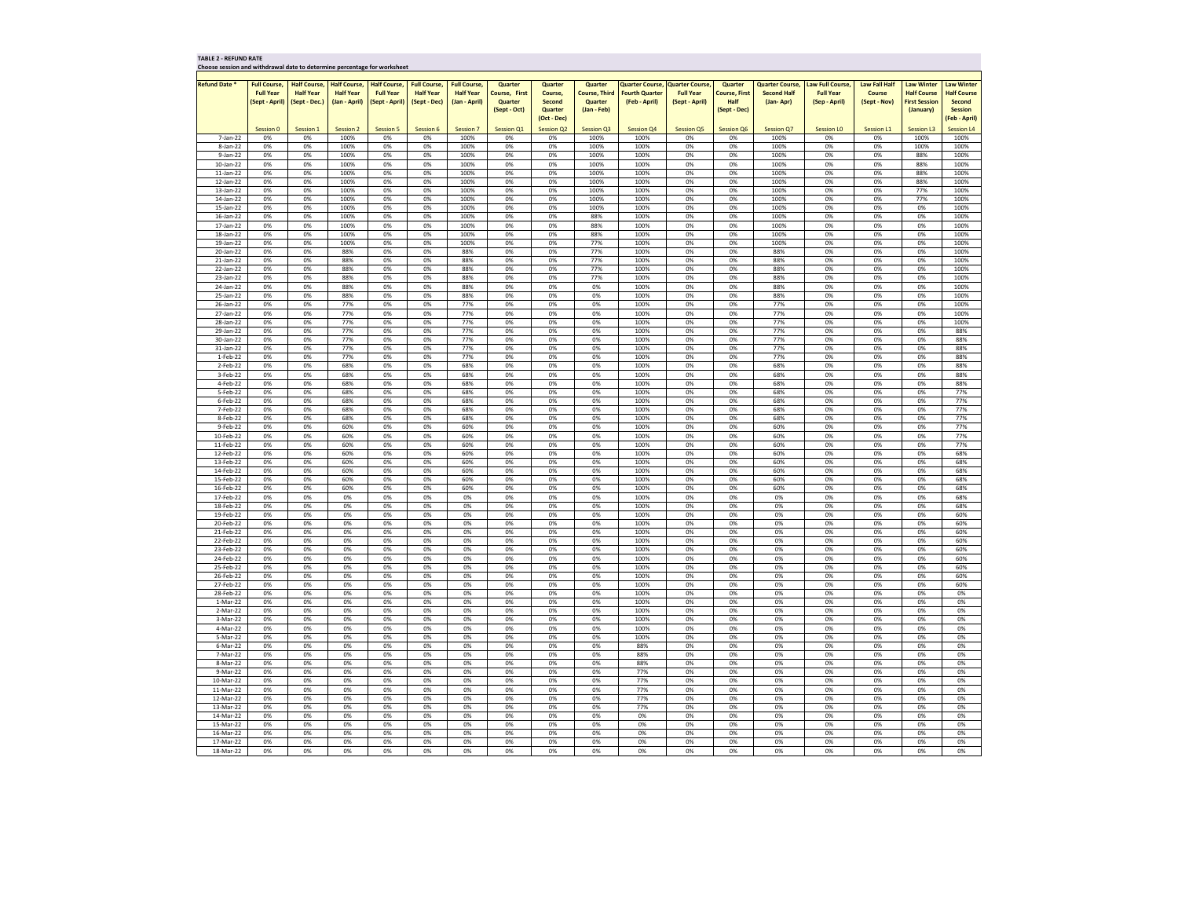**TABLE 2 - REFUND RATE**

**Choose session and withdrawal date to determine percentage for worksheet**

| Refund Date * | Full Course, Full Year (Sept - April) | Half Course, Half Year (Sept - Dec.) | Half Course, Half Year (Jan - April) | Half Course, Full Year (Sept - April) | Full Course, Half Year (Sept - Dec) | Full Course, Half Year (Jan - April) | Quarter Course, First Quarter (Sept - Oct) | Quarter Course, Second Quarter (Oct - Dec) | Quarter Course, Third Quarter (Jan - Feb) | Quarter Course, Fourth Quarter (Feb - April) | Quarter Course, Full Year (Sept - April) | Quarter Course, First Half (Sept - Dec) | Quarter Course, Second Half (Jan- Apr) | Law Full Course, Full Year (Sep - April) | Law Fall Half Course (Sept - Nov) | Law Winter Half Course First Session (January) | Law Winter Half Course Second Session (Feb - April) |
|---|---|---|---|---|---|---|---|---|---|---|---|---|---|---|---|---|---|
| | Session 0 | Session 1 | Session 2 | Session 5 | Session 6 | Session 7 | Session Q1 | Session Q2 | Session Q3 | Session Q4 | Session Q5 | Session Q6 | Session Q7 | Session L0 | Session L1 | Session L3 | Session L4 |
| 7-Jan-22 | 0% | 0% | 100% | 0% | 0% | 100% | 0% | 0% | 100% | 100% | 0% | 0% | 100% | 0% | 0% | 100% | 100% |
| 8-Jan-22 | 0% | 0% | 100% | 0% | 0% | 100% | 0% | 0% | 100% | 100% | 0% | 0% | 100% | 0% | 0% | 100% | 100% |
| 9-Jan-22 | 0% | 0% | 100% | 0% | 0% | 100% | 0% | 0% | 100% | 100% | 0% | 0% | 100% | 0% | 0% | 88% | 100% |
| 10-Jan-22 | 0% | 0% | 100% | 0% | 0% | 100% | 0% | 0% | 100% | 100% | 0% | 0% | 100% | 0% | 0% | 88% | 100% |
| 11-Jan-22 | 0% | 0% | 100% | 0% | 0% | 100% | 0% | 0% | 100% | 100% | 0% | 0% | 100% | 0% | 0% | 88% | 100% |
| 12-Jan-22 | 0% | 0% | 100% | 0% | 0% | 100% | 0% | 0% | 100% | 100% | 0% | 0% | 100% | 0% | 0% | 88% | 100% |
| 13-Jan-22 | 0% | 0% | 100% | 0% | 0% | 100% | 0% | 0% | 100% | 100% | 0% | 0% | 100% | 0% | 0% | 77% | 100% |
| 14-Jan-22 | 0% | 0% | 100% | 0% | 0% | 100% | 0% | 0% | 100% | 100% | 0% | 0% | 100% | 0% | 0% | 77% | 100% |
| 15-Jan-22 | 0% | 0% | 100% | 0% | 0% | 100% | 0% | 0% | 100% | 100% | 0% | 0% | 100% | 0% | 0% | 0% | 100% |
| 16-Jan-22 | 0% | 0% | 100% | 0% | 0% | 100% | 0% | 0% | 88% | 100% | 0% | 0% | 100% | 0% | 0% | 0% | 100% |
| 17-Jan-22 | 0% | 0% | 100% | 0% | 0% | 100% | 0% | 0% | 88% | 100% | 0% | 0% | 100% | 0% | 0% | 0% | 100% |
| 18-Jan-22 | 0% | 0% | 100% | 0% | 0% | 100% | 0% | 0% | 88% | 100% | 0% | 0% | 100% | 0% | 0% | 0% | 100% |
| 19-Jan-22 | 0% | 0% | 100% | 0% | 0% | 100% | 0% | 0% | 77% | 100% | 0% | 0% | 100% | 0% | 0% | 0% | 100% |
| 20-Jan-22 | 0% | 0% | 88% | 0% | 0% | 88% | 0% | 0% | 77% | 100% | 0% | 0% | 88% | 0% | 0% | 0% | 100% |
| 21-Jan-22 | 0% | 0% | 88% | 0% | 0% | 88% | 0% | 0% | 77% | 100% | 0% | 0% | 88% | 0% | 0% | 0% | 100% |
| 22-Jan-22 | 0% | 0% | 88% | 0% | 0% | 88% | 0% | 0% | 77% | 100% | 0% | 0% | 88% | 0% | 0% | 0% | 100% |
| 23-Jan-22 | 0% | 0% | 88% | 0% | 0% | 88% | 0% | 0% | 77% | 100% | 0% | 0% | 88% | 0% | 0% | 0% | 100% |
| 24-Jan-22 | 0% | 0% | 88% | 0% | 0% | 88% | 0% | 0% | 0% | 100% | 0% | 0% | 88% | 0% | 0% | 0% | 100% |
| 25-Jan-22 | 0% | 0% | 88% | 0% | 0% | 88% | 0% | 0% | 0% | 100% | 0% | 0% | 88% | 0% | 0% | 0% | 100% |
| 26-Jan-22 | 0% | 0% | 77% | 0% | 0% | 77% | 0% | 0% | 0% | 100% | 0% | 0% | 77% | 0% | 0% | 0% | 100% |
| 27-Jan-22 | 0% | 0% | 77% | 0% | 0% | 77% | 0% | 0% | 0% | 100% | 0% | 0% | 77% | 0% | 0% | 0% | 100% |
| 28-Jan-22 | 0% | 0% | 77% | 0% | 0% | 77% | 0% | 0% | 0% | 100% | 0% | 0% | 77% | 0% | 0% | 0% | 100% |
| 29-Jan-22 | 0% | 0% | 77% | 0% | 0% | 77% | 0% | 0% | 0% | 100% | 0% | 0% | 77% | 0% | 0% | 0% | 88% |
| 30-Jan-22 | 0% | 0% | 77% | 0% | 0% | 77% | 0% | 0% | 0% | 100% | 0% | 0% | 77% | 0% | 0% | 0% | 88% |
| 31-Jan-22 | 0% | 0% | 77% | 0% | 0% | 77% | 0% | 0% | 0% | 100% | 0% | 0% | 77% | 0% | 0% | 0% | 88% |
| 1-Feb-22 | 0% | 0% | 77% | 0% | 0% | 77% | 0% | 0% | 0% | 100% | 0% | 0% | 77% | 0% | 0% | 0% | 88% |
| 2-Feb-22 | 0% | 0% | 68% | 0% | 0% | 68% | 0% | 0% | 0% | 100% | 0% | 0% | 68% | 0% | 0% | 0% | 88% |
| 3-Feb-22 | 0% | 0% | 68% | 0% | 0% | 68% | 0% | 0% | 0% | 100% | 0% | 0% | 68% | 0% | 0% | 0% | 88% |
| 4-Feb-22 | 0% | 0% | 68% | 0% | 0% | 68% | 0% | 0% | 0% | 100% | 0% | 0% | 68% | 0% | 0% | 0% | 88% |
| 5-Feb-22 | 0% | 0% | 68% | 0% | 0% | 68% | 0% | 0% | 0% | 100% | 0% | 0% | 68% | 0% | 0% | 0% | 77% |
| 6-Feb-22 | 0% | 0% | 68% | 0% | 0% | 68% | 0% | 0% | 0% | 100% | 0% | 0% | 68% | 0% | 0% | 0% | 77% |
| 7-Feb-22 | 0% | 0% | 68% | 0% | 0% | 68% | 0% | 0% | 0% | 100% | 0% | 0% | 68% | 0% | 0% | 0% | 77% |
| 8-Feb-22 | 0% | 0% | 68% | 0% | 0% | 68% | 0% | 0% | 0% | 100% | 0% | 0% | 68% | 0% | 0% | 0% | 77% |
| 9-Feb-22 | 0% | 0% | 60% | 0% | 0% | 60% | 0% | 0% | 0% | 100% | 0% | 0% | 60% | 0% | 0% | 0% | 77% |
| 10-Feb-22 | 0% | 0% | 60% | 0% | 0% | 60% | 0% | 0% | 0% | 100% | 0% | 0% | 60% | 0% | 0% | 0% | 77% |
| 11-Feb-22 | 0% | 0% | 60% | 0% | 0% | 60% | 0% | 0% | 0% | 100% | 0% | 0% | 60% | 0% | 0% | 0% | 77% |
| 12-Feb-22 | 0% | 0% | 60% | 0% | 0% | 60% | 0% | 0% | 0% | 100% | 0% | 0% | 60% | 0% | 0% | 0% | 68% |
| 13-Feb-22 | 0% | 0% | 60% | 0% | 0% | 60% | 0% | 0% | 0% | 100% | 0% | 0% | 60% | 0% | 0% | 0% | 68% |
| 14-Feb-22 | 0% | 0% | 60% | 0% | 0% | 60% | 0% | 0% | 0% | 100% | 0% | 0% | 60% | 0% | 0% | 0% | 68% |
| 15-Feb-22 | 0% | 0% | 60% | 0% | 0% | 60% | 0% | 0% | 0% | 100% | 0% | 0% | 60% | 0% | 0% | 0% | 68% |
| 16-Feb-22 | 0% | 0% | 60% | 0% | 0% | 60% | 0% | 0% | 0% | 100% | 0% | 0% | 60% | 0% | 0% | 0% | 68% |
| 17-Feb-22 | 0% | 0% | 0% | 0% | 0% | 0% | 0% | 0% | 0% | 100% | 0% | 0% | 0% | 0% | 0% | 0% | 68% |
| 18-Feb-22 | 0% | 0% | 0% | 0% | 0% | 0% | 0% | 0% | 0% | 100% | 0% | 0% | 0% | 0% | 0% | 0% | 68% |
| 19-Feb-22 | 0% | 0% | 0% | 0% | 0% | 0% | 0% | 0% | 0% | 100% | 0% | 0% | 0% | 0% | 0% | 0% | 60% |
| 20-Feb-22 | 0% | 0% | 0% | 0% | 0% | 0% | 0% | 0% | 0% | 100% | 0% | 0% | 0% | 0% | 0% | 0% | 60% |
| 21-Feb-22 | 0% | 0% | 0% | 0% | 0% | 0% | 0% | 0% | 0% | 100% | 0% | 0% | 0% | 0% | 0% | 0% | 60% |
| 22-Feb-22 | 0% | 0% | 0% | 0% | 0% | 0% | 0% | 0% | 0% | 100% | 0% | 0% | 0% | 0% | 0% | 0% | 60% |
| 23-Feb-22 | 0% | 0% | 0% | 0% | 0% | 0% | 0% | 0% | 0% | 100% | 0% | 0% | 0% | 0% | 0% | 0% | 60% |
| 24-Feb-22 | 0% | 0% | 0% | 0% | 0% | 0% | 0% | 0% | 0% | 100% | 0% | 0% | 0% | 0% | 0% | 0% | 60% |
| 25-Feb-22 | 0% | 0% | 0% | 0% | 0% | 0% | 0% | 0% | 0% | 100% | 0% | 0% | 0% | 0% | 0% | 0% | 60% |
| 26-Feb-22 | 0% | 0% | 0% | 0% | 0% | 0% | 0% | 0% | 0% | 100% | 0% | 0% | 0% | 0% | 0% | 0% | 60% |
| 27-Feb-22 | 0% | 0% | 0% | 0% | 0% | 0% | 0% | 0% | 0% | 100% | 0% | 0% | 0% | 0% | 0% | 0% | 60% |
| 28-Feb-22 | 0% | 0% | 0% | 0% | 0% | 0% | 0% | 0% | 0% | 100% | 0% | 0% | 0% | 0% | 0% | 0% | 0% |
| 1-Mar-22 | 0% | 0% | 0% | 0% | 0% | 0% | 0% | 0% | 0% | 100% | 0% | 0% | 0% | 0% | 0% | 0% | 0% |
| 2-Mar-22 | 0% | 0% | 0% | 0% | 0% | 0% | 0% | 0% | 0% | 100% | 0% | 0% | 0% | 0% | 0% | 0% | 0% |
| 3-Mar-22 | 0% | 0% | 0% | 0% | 0% | 0% | 0% | 0% | 0% | 100% | 0% | 0% | 0% | 0% | 0% | 0% | 0% |
| 4-Mar-22 | 0% | 0% | 0% | 0% | 0% | 0% | 0% | 0% | 0% | 100% | 0% | 0% | 0% | 0% | 0% | 0% | 0% |
| 5-Mar-22 | 0% | 0% | 0% | 0% | 0% | 0% | 0% | 0% | 0% | 100% | 0% | 0% | 0% | 0% | 0% | 0% | 0% |
| 6-Mar-22 | 0% | 0% | 0% | 0% | 0% | 0% | 0% | 0% | 0% | 88% | 0% | 0% | 0% | 0% | 0% | 0% | 0% |
| 7-Mar-22 | 0% | 0% | 0% | 0% | 0% | 0% | 0% | 0% | 0% | 88% | 0% | 0% | 0% | 0% | 0% | 0% | 0% |
| 8-Mar-22 | 0% | 0% | 0% | 0% | 0% | 0% | 0% | 0% | 0% | 88% | 0% | 0% | 0% | 0% | 0% | 0% | 0% |
| 9-Mar-22 | 0% | 0% | 0% | 0% | 0% | 0% | 0% | 0% | 0% | 77% | 0% | 0% | 0% | 0% | 0% | 0% | 0% |
| 10-Mar-22 | 0% | 0% | 0% | 0% | 0% | 0% | 0% | 0% | 0% | 77% | 0% | 0% | 0% | 0% | 0% | 0% | 0% |
| 11-Mar-22 | 0% | 0% | 0% | 0% | 0% | 0% | 0% | 0% | 0% | 77% | 0% | 0% | 0% | 0% | 0% | 0% | 0% |
| 12-Mar-22 | 0% | 0% | 0% | 0% | 0% | 0% | 0% | 0% | 0% | 77% | 0% | 0% | 0% | 0% | 0% | 0% | 0% |
| 13-Mar-22 | 0% | 0% | 0% | 0% | 0% | 0% | 0% | 0% | 0% | 77% | 0% | 0% | 0% | 0% | 0% | 0% | 0% |
| 14-Mar-22 | 0% | 0% | 0% | 0% | 0% | 0% | 0% | 0% | 0% | 0% | 0% | 0% | 0% | 0% | 0% | 0% | 0% |
| 15-Mar-22 | 0% | 0% | 0% | 0% | 0% | 0% | 0% | 0% | 0% | 0% | 0% | 0% | 0% | 0% | 0% | 0% | 0% |
| 16-Mar-22 | 0% | 0% | 0% | 0% | 0% | 0% | 0% | 0% | 0% | 0% | 0% | 0% | 0% | 0% | 0% | 0% | 0% |
| 17-Mar-22 | 0% | 0% | 0% | 0% | 0% | 0% | 0% | 0% | 0% | 0% | 0% | 0% | 0% | 0% | 0% | 0% | 0% |
| 18-Mar-22 | 0% | 0% | 0% | 0% | 0% | 0% | 0% | 0% | 0% | 0% | 0% | 0% | 0% | 0% | 0% | 0% | 0% |